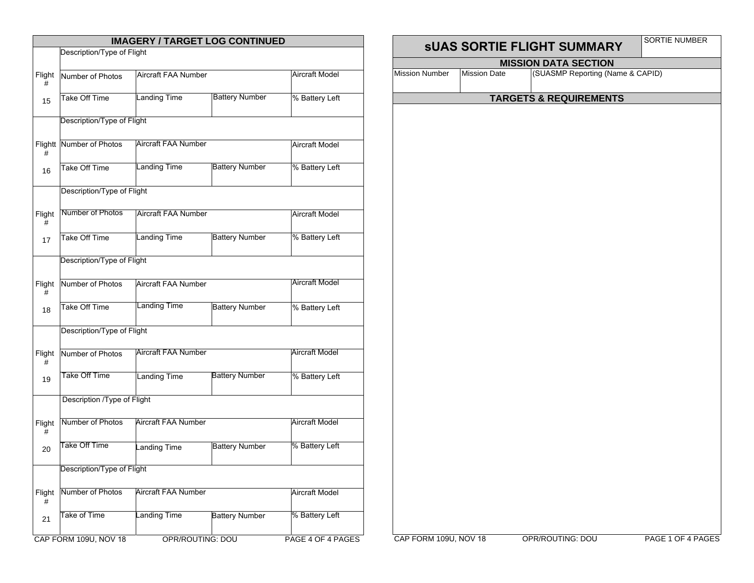## IMAGERY / TARGET LOG CONTINUED

| Flight # | | | | |
|---|---|---|---|---|
| 15 | Description/Type of Flight | | | |
| | Number of Photos | Aircraft FAA Number | | Aircraft Model |
| | Take Off Time | Landing Time | Battery Number | % Battery Left |
| 16 | Description/Type of Flight | | | |
| | Number of Photos | Aircraft FAA Number | | Aircraft Model |
| | Take Off Time | Landing Time | Battery Number | % Battery Left |
| 17 | Description/Type of Flight | | | |
| | Number of Photos | Aircraft FAA Number | | Aircraft Model |
| | Take Off Time | Landing Time | Battery Number | % Battery Left |
| 18 | Description/Type of Flight | | | |
| | Number of Photos | Aircraft FAA Number | | Aircraft Model |
| | Take Off Time | Landing Time | Battery Number | % Battery Left |
| 19 | Description/Type of Flight | | | |
| | Number of Photos | Aircraft FAA Number | | Aircraft Model |
| | Take Off Time | Landing Time | Battery Number | % Battery Left |
| 20 | Description /Type of Flight | | | |
| | Number of Photos | Aircraft FAA Number | | Aircraft Model |
| | Take Off Time | Landing Time | Battery Number | % Battery Left |
| 21 | Description/Type of Flight | | | |
| | Number of Photos | Aircraft FAA Number | | Aircraft Model |
| | Take of Time | Landing Time | Battery Number | % Battery Left |

CAP FORM 109U, NOV 18 OPR/ROUTING: DOU

## sUAS SORTIE FLIGHT SUMMARY

SORTIE NUMBER

### MISSION DATA SECTION

| Mission Number | Mission Date | (SUASMP Reporting (Name & CAPID) |
|---|---|---|
| | | |

### TARGETS & REQUIREMENTS

CAP FORM 109U, NOV 18 OPR/ROUTING: DOU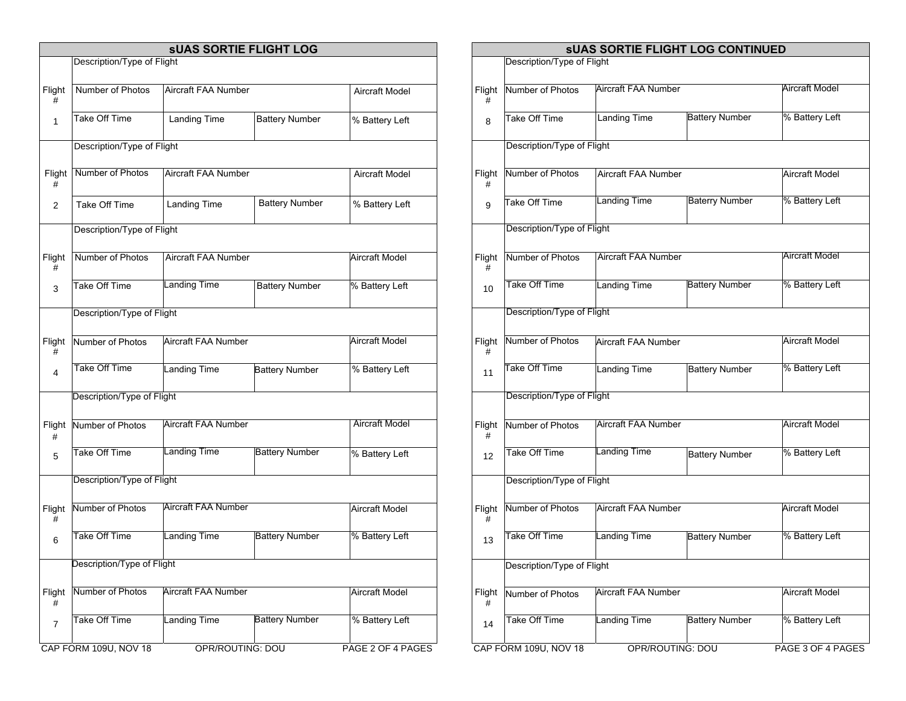## sUAS SORTIE FLIGHT LOG

| | | | | |
|---|---|---|---|---|
| Flight # 1 | Description/Type of Flight | | | |
| | Number of Photos | Aircraft FAA Number | | Aircraft Model |
| | Take Off Time | Landing Time | Battery Number | % Battery Left |
| Flight # 2 | Description/Type of Flight | | | |
| | Number of Photos | Aircraft FAA Number | | Aircraft Model |
| | Take Off Time | Landing Time | Battery Number | % Battery Left |
| Flight # 3 | Description/Type of Flight | | | |
| | Number of Photos | Aircraft FAA Number | | Aircraft Model |
| | Take Off Time | Landing Time | Battery Number | % Battery Left |
| Flight # 4 | Description/Type of Flight | | | |
| | Number of Photos | Aircraft FAA Number | | Aircraft Model |
| | Take Off Time | Landing Time | Battery Number | % Battery Left |
| Flight # 5 | Description/Type of Flight | | | |
| | Number of Photos | Aircraft FAA Number | | Aircraft Model |
| | Take Off Time | Landing Time | Battery Number | % Battery Left |
| Flight # 6 | Description/Type of Flight | | | |
| | Number of Photos | Aircraft FAA Number | | Aircraft Model |
| | Take Off Time | Landing Time | Battery Number | % Battery Left |
| Flight # 7 | Description/Type of Flight | | | |
| | Number of Photos | Aircraft FAA Number | | Aircraft Model |
| | Take Off Time | Landing Time | Battery Number | % Battery Left |

CAP FORM 109U, NOV 18 OPR/ROUTING: DOU

## sUAS SORTIE FLIGHT LOG CONTINUED

| | | | | |
|---|---|---|---|---|
| Flight # 8 | Description/Type of Flight | | | |
| | Number of Photos | Aircraft FAA Number | | Aircraft Model |
| | Take Off Time | Landing Time | Battery Number | % Battery Left |
| Flight # 9 | Description/Type of Flight | | | |
| | Number of Photos | Aircraft FAA Number | | Aircraft Model |
| | Take Off Time | Landing Time | Baterry Number | % Battery Left |
| Flight # 10 | Description/Type of Flight | | | |
| | Number of Photos | Aircraft FAA Number | | Aircraft Model |
| | Take Off Time | Landing Time | Battery Number | % Battery Left |
| Flight # 11 | Description/Type of Flight | | | |
| | Number of Photos | Aircraft FAA Number | | Aircraft Model |
| | Take Off Time | Landing Time | Battery Number | % Battery Left |
| Flight # 12 | Description/Type of Flight | | | |
| | Number of Photos | Aircraft FAA Number | | Aircraft Model |
| | Take Off Time | Landing Time | Battery Number | % Battery Left |
| Flight # 13 | Description/Type of Flight | | | |
| | Number of Photos | Aircraft FAA Number | | Aircraft Model |
| | Take Off Time | Landing Time | Battery Number | % Battery Left |
| Flight # 14 | Description/Type of Flight | | | |
| | Number of Photos | Aircraft FAA Number | | Aircraft Model |
| | Take Off Time | Landing Time | Battery Number | % Battery Left |

CAP FORM 109U, NOV 18 OPR/ROUTING: DOU